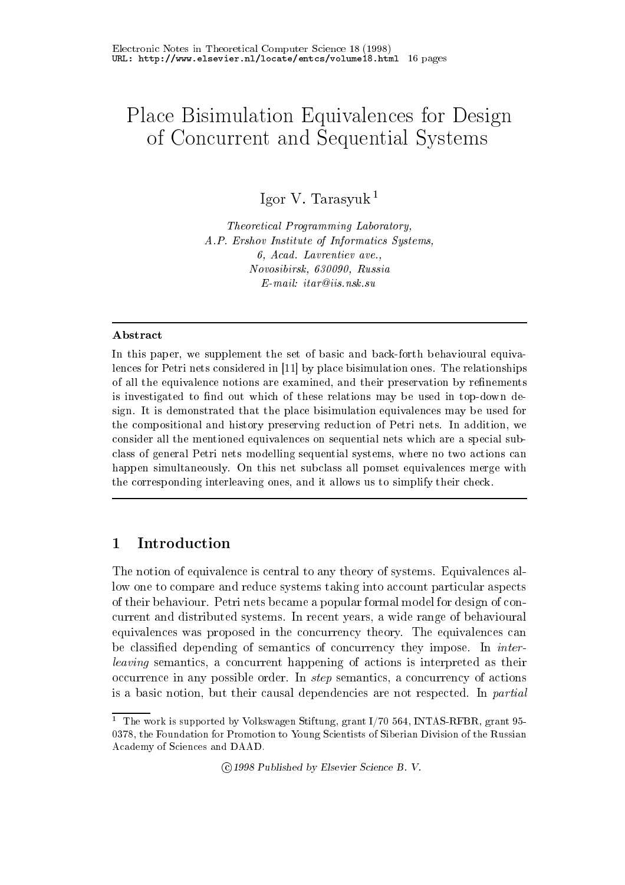# Place Bisimulation Equivalences for Design of Concurrent and Sequential Systems

Igor V. Tarasyuk [1]

*Theoretical Programming Laboratory,*
*A.P. Ershov Institute of Informatics Systems,*
*6, Acad. Lavrentiev ave.,*
*Novosibirsk, 630090, Russia*
*E-mail: itar@iis.nsk.su*

## Abstract

In this paper, we supplement the set of basic and back-forth behavioural equivalences for Petri nets considered in [11] by place bisimulation ones. The relationships of all the equivalence notions are examined, and their preservation by refinements is investigated to find out which of these relations may be used in top-down design. It is demonstrated that the place bisimulation equivalences may be used for the compositional and history preserving reduction of Petri nets. In addition, we consider all the mentioned equivalences on sequential nets which are a special subclass of general Petri nets modelling sequential systems, where no two actions can happen simultaneously. On this net subclass all pomset equivalences merge with the corresponding interleaving ones, and it allows us to simplify their check.

## 1 Introduction

The notion of equivalence is central to any theory of systems. Equivalences allow one to compare and reduce systems taking into account particular aspects of their behaviour. Petri nets became a popular formal model for design of concurrent and distributed systems. In recent years, a wide range of behavioural equivalences was proposed in the concurrency theory. The equivalences can be classified depending of semantics of concurrency they impose. In *interleaving* semantics, a concurrent happening of actions is interpreted as their occurrence in any possible order. In *step* semantics, a concurrency of actions is a basic notion, but their causal dependencies are not respected. In *partial*

[1] The work is supported by Volkswagen Stiftung, grant I/70 564, INTAS-RFBR, grant 95-0378, the Foundation for Promotion to Young Scientists of Siberian Division of the Russian Academy of Sciences and DAAD.

©1998 Published by Elsevier Science B. V.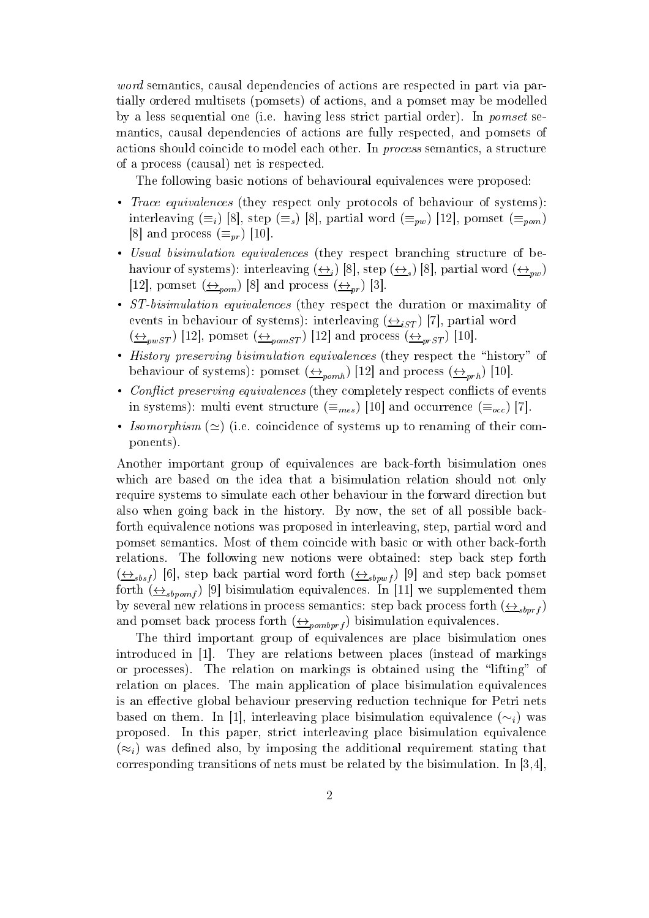*word* semantics, causal dependencies of actions are respected in part via partially ordered multisets (pomsets) of actions, and a pomset may be modelled by a less sequential one (i.e. having less strict partial order). In *pomset* semantics, causal dependencies of actions are fully respected, and pomsets of actions should coincide to model each other. In *process* semantics, a structure of a process (causal) net is respected.

The following basic notions of behavioural equivalences were proposed:

- *Trace equivalences* (they respect only protocols of behaviour of systems): interleaving ($\equiv_i$) [8], step ($\equiv_s$) [8], partial word ($\equiv_{pw}$) [12], pomset ($\equiv_{pom}$) [8] and process ($\equiv_{pr}$) [10].
- *Usual bisimulation equivalences* (they respect branching structure of behaviour of systems): interleaving ($\underline{\leftrightarrow}_i$) [8], step ($\underline{\leftrightarrow}_s$) [8], partial word ($\underline{\leftrightarrow}_{pw}$) [12], pomset ($\underline{\leftrightarrow}_{pom}$) [8] and process ($\underline{\leftrightarrow}_{pr}$) [3].
- *ST-bisimulation equivalences* (they respect the duration or maximality of events in behaviour of systems): interleaving ($\underline{\leftrightarrow}_{iST}$) [7], partial word ($\underline{\leftrightarrow}_{pwST}$) [12], pomset ($\underline{\leftrightarrow}_{pomST}$) [12] and process ($\underline{\leftrightarrow}_{prST}$) [10].
- *History preserving bisimulation equivalences* (they respect the "history" of behaviour of systems): pomset ($\underline{\leftrightarrow}_{pomh}$) [12] and process ($\underline{\leftrightarrow}_{prh}$) [10].
- *Conflict preserving equivalences* (they completely respect conflicts of events in systems): multi event structure ($\equiv_{mes}$) [10] and occurrence ($\equiv_{occ}$) [7].
- *Isomorphism* ($\simeq$) (i.e. coincidence of systems up to renaming of their components).

Another important group of equivalences are back-forth bisimulation ones which are based on the idea that a bisimulation relation should not only require systems to simulate each other behaviour in the forward direction but also when going back in the history. By now, the set of all possible back-forth equivalence notions was proposed in interleaving, step, partial word and pomset semantics. Most of them coincide with basic or with other back-forth relations. The following new notions were obtained: step back step forth ($\underline{\leftrightarrow}_{sbsf}$) [6], step back partial word forth ($\underline{\leftrightarrow}_{sbpwf}$) [9] and step back pomset forth ($\underline{\leftrightarrow}_{sbpomf}$) [9] bisimulation equivalences. In [11] we supplemented them by several new relations in process semantics: step back process forth ($\underline{\leftrightarrow}_{sbprf}$) and pomset back process forth ($\underline{\leftrightarrow}_{pombprf}$) bisimulation equivalences.

The third important group of equivalences are place bisimulation ones introduced in [1]. They are relations between places (instead of markings or processes). The relation on markings is obtained using the "lifting" of relation on places. The main application of place bisimulation equivalences is an effective global behaviour preserving reduction technique for Petri nets based on them. In [1], interleaving place bisimulation equivalence ($\sim_i$) was proposed. In this paper, strict interleaving place bisimulation equivalence ($\approx_i$) was defined also, by imposing the additional requirement stating that corresponding transitions of nets must be related by the bisimulation. In [3,4],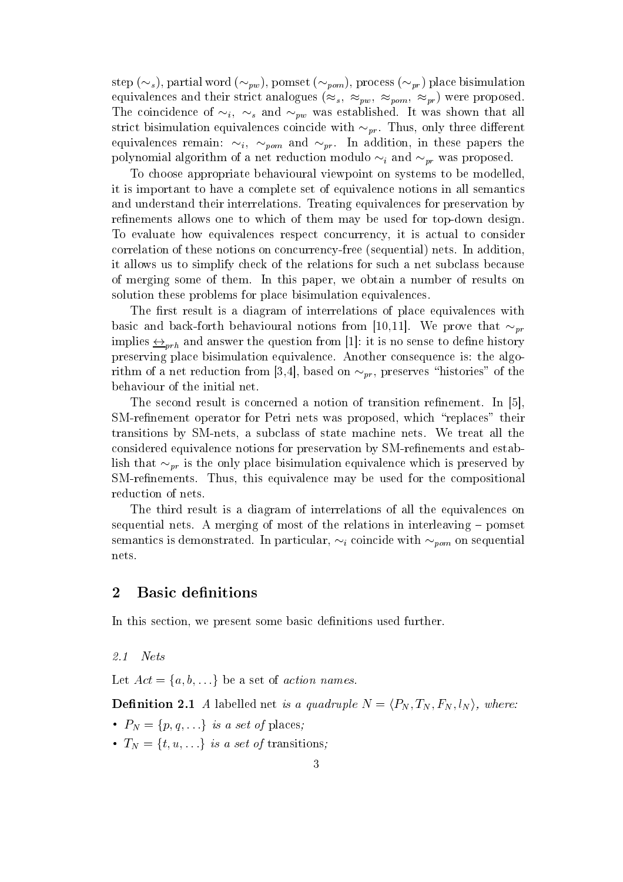step ($\sim_s$), partial word ($\sim_{pw}$), pomset ($\sim_{pom}$), process ($\sim_{pr}$) place bisimulation equivalences and their strict analogues ($\approx_s$, $\approx_{pw}$, $\approx_{pom}$, $\approx_{pr}$) were proposed. The coincidence of $\sim_i$, $\sim_s$ and $\sim_{pw}$ was established. It was shown that all strict bisimulation equivalences coincide with $\sim_{pr}$. Thus, only three different equivalences remain: $\sim_i$, $\sim_{pom}$ and $\sim_{pr}$. In addition, in these papers the polynomial algorithm of a net reduction modulo $\sim_i$ and $\sim_{pr}$ was proposed.

To choose appropriate behavioural viewpoint on systems to be modelled, it is important to have a complete set of equivalence notions in all semantics and understand their interrelations. Treating equivalences for preservation by refinements allows one to which of them may be used for top-down design. To evaluate how equivalences respect concurrency, it is actual to consider correlation of these notions on concurrency-free (sequential) nets. In addition, it allows us to simplify check of the relations for such a net subclass because of merging some of them. In this paper, we obtain a number of results on solution these problems for place bisimulation equivalences.

The first result is a diagram of interrelations of place equivalences with basic and back-forth behavioural notions from [10,11]. We prove that $\sim_{pr}$ implies $\underline{\leftrightarrow}_{prh}$ and answer the question from [1]: it is no sense to define history preserving place bisimulation equivalence. Another consequence is: the algorithm of a net reduction from [3,4], based on $\sim_{pr}$, preserves "histories" of the behaviour of the initial net.

The second result is concerned a notion of transition refinement. In [5], SM-refinement operator for Petri nets was proposed, which "replaces" their transitions by SM-nets, a subclass of state machine nets. We treat all the considered equivalence notions for preservation by SM-refinements and establish that $\sim_{pr}$ is the only place bisimulation equivalence which is preserved by SM-refinements. Thus, this equivalence may be used for the compositional reduction of nets.

The third result is a diagram of interrelations of all the equivalences on sequential nets. A merging of most of the relations in interleaving – pomset semantics is demonstrated. In particular, $\sim_i$ coincide with $\sim_{pom}$ on sequential nets.

## 2 Basic definitions

In this section, we present some basic definitions used further.

### 2.1 Nets

Let $Act = \{a, b, \ldots\}$ be a set of *action names*.

**Definition 2.1** *A* labelled net *is a quadruple* $N = \langle P_N, T_N, F_N, l_N \rangle$*, where:*

- $P_N = \{p, q, \ldots\}$ *is a set of* places*;*
- $T_N = \{t, u, \ldots\}$ *is a set of* transitions*;*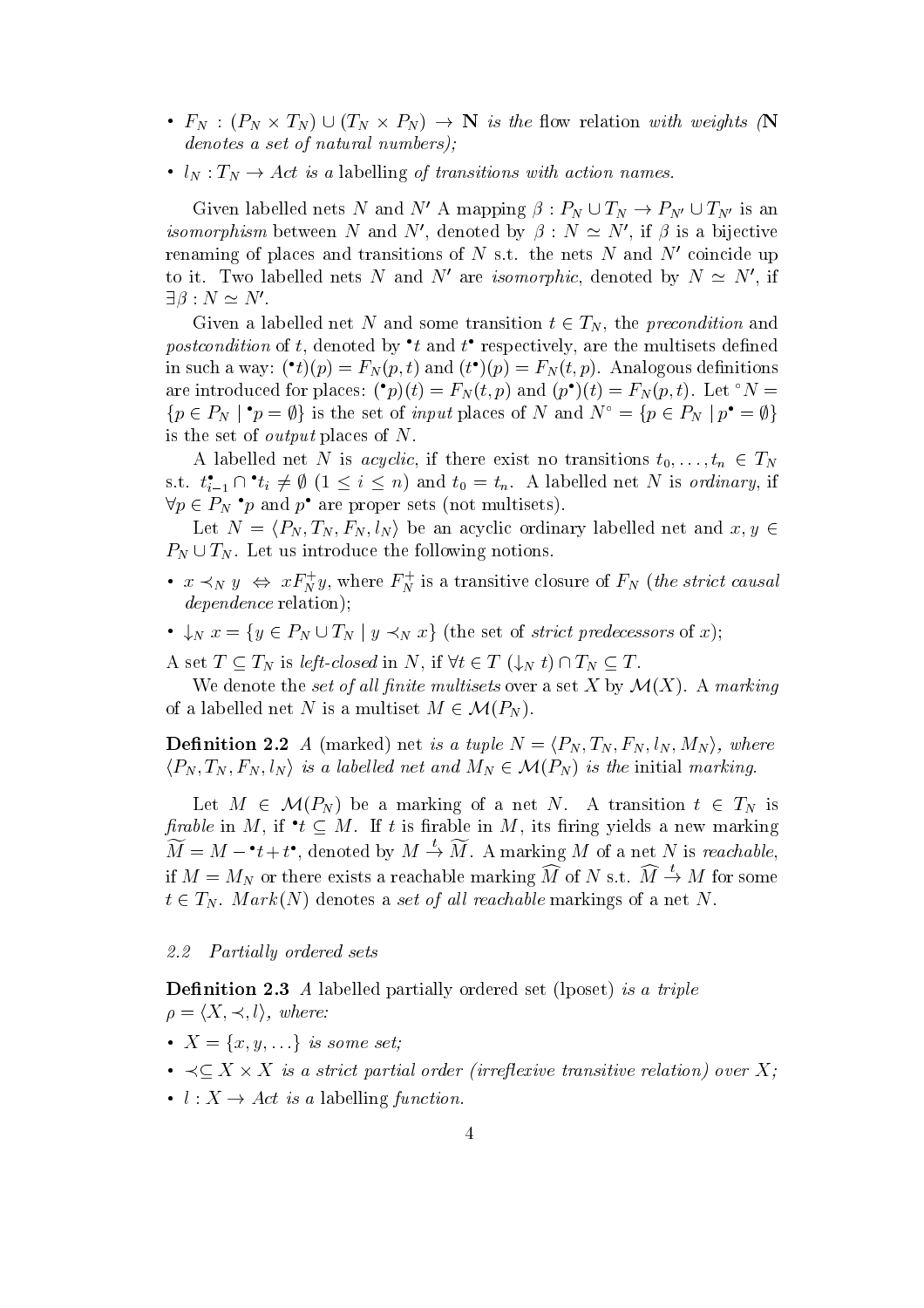- $F_N : (P_N \times T_N) \cup (T_N \times P_N) \to \mathbf{N}$ *is the* flow relation *with weights* ($\mathbf{N}$ *denotes a set of natural numbers);*
- $l_N : T_N \to Act$ *is a* labelling *of transitions with action names.*

Given labelled nets $N$ and $N'$ A mapping $\beta : P_N \cup T_N \to P_{N'} \cup T_{N'}$ is an *isomorphism* between $N$ and $N'$, denoted by $\beta : N \simeq N'$, if $\beta$ is a bijective renaming of places and transitions of $N$ s.t. the nets $N$ and $N'$ coincide up to it. Two labelled nets $N$ and $N'$ are *isomorphic*, denoted by $N \simeq N'$, if $\exists \beta : N \simeq N'$.

Given a labelled net $N$ and some transition $t \in T_N$, the *precondition* and *postcondition* of $t$, denoted by ${}^\bullet t$ and $t^\bullet$ respectively, are the multisets defined in such a way: $({}^\bullet t)(p) = F_N(p,t)$ and $(t^\bullet)(p) = F_N(t,p)$. Analogous definitions are introduced for places: $({}^\bullet p)(t) = F_N(t,p)$ and $(p^\bullet)(t) = F_N(p,t)$. Let ${}^\circ N = \{p \in P_N \mid {}^\bullet p = \emptyset\}$ is the set of *input* places of $N$ and $N^\circ = \{p \in P_N \mid p^\bullet = \emptyset\}$ is the set of *output* places of $N$.

A labelled net $N$ is *acyclic*, if there exist no transitions $t_0, \ldots, t_n \in T_N$ s.t. $t_{i-1}^\bullet \cap {}^\bullet t_i \neq \emptyset$ $(1 \leq i \leq n)$ and $t_0 = t_n$. A labelled net $N$ is *ordinary*, if $\forall p \in P_N$ ${}^\bullet p$ and $p^\bullet$ are proper sets (not multisets).

Let $N = \langle P_N, T_N, F_N, l_N \rangle$ be an acyclic ordinary labelled net and $x, y \in P_N \cup T_N$. Let us introduce the following notions.

- $x \prec_N y \;\Leftrightarrow\; x F_N^+ y$, where $F_N^+$ is a transitive closure of $F_N$ (*the strict causal dependence* relation);
- $\downarrow_N x = \{y \in P_N \cup T_N \mid y \prec_N x\}$ (the set of *strict predecessors* of $x$);

A set $T \subseteq T_N$ is *left-closed* in $N$, if $\forall t \in T$ $(\downarrow_N t) \cap T_N \subseteq T$.

We denote the *set of all finite multisets* over a set $X$ by $\mathcal{M}(X)$. A *marking* of a labelled net $N$ is a multiset $M \in \mathcal{M}(P_N)$.

**Definition 2.2** *A* (marked) net *is a tuple* $N = \langle P_N, T_N, F_N, l_N, M_N \rangle$, *where* $\langle P_N, T_N, F_N, l_N \rangle$ *is a labelled net and* $M_N \in \mathcal{M}(P_N)$ *is the* initial *marking.*

Let $M \in \mathcal{M}(P_N)$ be a marking of a net $N$. A transition $t \in T_N$ is *firable* in $M$, if ${}^\bullet t \subseteq M$. If $t$ is firable in $M$, its firing yields a new marking $\widetilde{M} = M - {}^\bullet t + t^\bullet$, denoted by $M \stackrel{t}{\to} \widetilde{M}$. A marking $M$ of a net $N$ is *reachable*, if $M = M_N$ or there exists a reachable marking $\widehat{M}$ of $N$ s.t. $\widehat{M} \stackrel{t}{\to} M$ for some $t \in T_N$. $Mark(N)$ denotes a *set of all reachable* markings of a net $N$.

### 2.2 Partially ordered sets

**Definition 2.3** *A* labelled partially ordered set (lposet) *is a triple* $\rho = \langle X, \prec, l \rangle$, *where:*

- $X = \{x, y, \ldots\}$ *is some set;*
- $\prec \subseteq X \times X$ *is a strict partial order (irreflexive transitive relation) over* $X$*;*
- $l : X \to Act$ *is a* labelling *function.*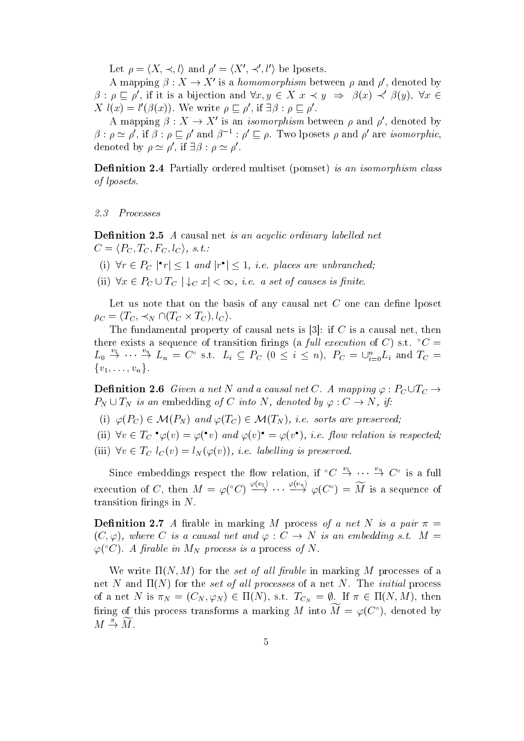Let $\rho = \langle X, \prec, l\rangle$ and $\rho' = \langle X', \prec', l'\rangle$ be lposets.

A mapping $\beta : X \to X'$ is a *homomorphism* between $\rho$ and $\rho'$, denoted by $\beta : \rho \sqsubseteq \rho'$, if it is a bijection and $\forall x, y \in X\ x \prec y \Rightarrow \beta(x) \prec' \beta(y)$, $\forall x \in X\ l(x) = l'(\beta(x))$. We write $\rho \sqsubseteq \rho'$, if $\exists \beta : \rho \sqsubseteq \rho'$.

A mapping $\beta : X \to X'$ is an *isomorphism* between $\rho$ and $\rho'$, denoted by $\beta : \rho \simeq \rho'$, if $\beta : \rho \sqsubseteq \rho'$ and $\beta^{-1} : \rho' \sqsubseteq \rho$. Two lposets $\rho$ and $\rho'$ are *isomorphic*, denoted by $\rho \simeq \rho'$, if $\exists \beta : \rho \simeq \rho'$.

**Definition 2.4** Partially ordered multiset (pomset) *is an isomorphism class of lposets.*

### 2.3 Processes

**Definition 2.5** *A* causal net *is an acyclic ordinary labelled net* $C = \langle P_C, T_C, F_C, l_C\rangle$, *s.t.:*

(i) $\forall r \in P_C\ |^{\bullet}r| \leq 1$ *and* $|r^{\bullet}| \leq 1$, *i.e. places are unbranched;*

(ii) $\forall x \in P_C \cup T_C\ |\downarrow_C x| < \infty$, *i.e. a set of causes is finite.*

Let us note that on the basis of any causal net $C$ one can define lposet $\rho_C = \langle T_C, \prec_N \cap (T_C \times T_C), l_C\rangle$.

The fundamental property of causal nets is [3]: if $C$ is a causal net, then there exists a sequence of transition firings (a *full execution* of $C$) s.t. ${}^{\circ}C = L_0 \stackrel{v_1}{\to} \cdots \stackrel{v_n}{\to} L_n = C^{\circ}$ s.t. $L_i \subseteq P_C$ $(0 \leq i \leq n)$, $P_C = \cup_{i=0}^{n} L_i$ and $T_C = \{v_1, \ldots, v_n\}$.

**Definition 2.6** *Given a net* $N$ *and a causal net* $C$. *A mapping* $\varphi : P_C \cup T_C \to P_N \cup T_N$ *is an* embedding *of* $C$ *into* $N$, *denoted by* $\varphi : C \to N$, *if:*

(i) $\varphi(P_C) \in \mathcal{M}(P_N)$ *and* $\varphi(T_C) \in \mathcal{M}(T_N)$, *i.e. sorts are preserved;*

(ii) $\forall v \in T_C\ {}^{\bullet}\varphi(v) = \varphi({}^{\bullet}v)$ *and* $\varphi(v)^{\bullet} = \varphi(v^{\bullet})$, *i.e. flow relation is respected;*

(iii) $\forall v \in T_C\ l_C(v) = l_N(\varphi(v))$, *i.e. labelling is preserved.*

Since embeddings respect the flow relation, if ${}^{\circ}C \stackrel{v_1}{\to} \cdots \stackrel{v_n}{\to} C^{\circ}$ is a full execution of $C$, then $M = \varphi({}^{\circ}C) \stackrel{\varphi(v_1)}{\longrightarrow} \cdots \stackrel{\varphi(v_n)}{\longrightarrow} \varphi(C^{\circ}) = \widetilde{M}$ is a sequence of transition firings in $N$.

**Definition 2.7** *A* firable in marking $M$ process *of a net* $N$ *is a pair* $\pi = (C, \varphi)$, *where* $C$ *is a causal net and* $\varphi : C \to N$ *is an embedding s.t.* $M = \varphi({}^{\circ}C)$. *A firable in* $M_N$ *process is a* process *of* $N$.

We write $\Pi(N, M)$ for the *set of all firable* in marking $M$ processes of a net $N$ and $\Pi(N)$ for the *set of all processes* of a net $N$. The *initial* process of a net $N$ is $\pi_N = (C_N, \varphi_N) \in \Pi(N)$, s.t. $T_{C_N} = \emptyset$. If $\pi \in \Pi(N, M)$, then firing of this process transforms a marking $M$ into $\widetilde{M} = \varphi(C^{\circ})$, denoted by $M \stackrel{\pi}{\to} \widetilde{M}$.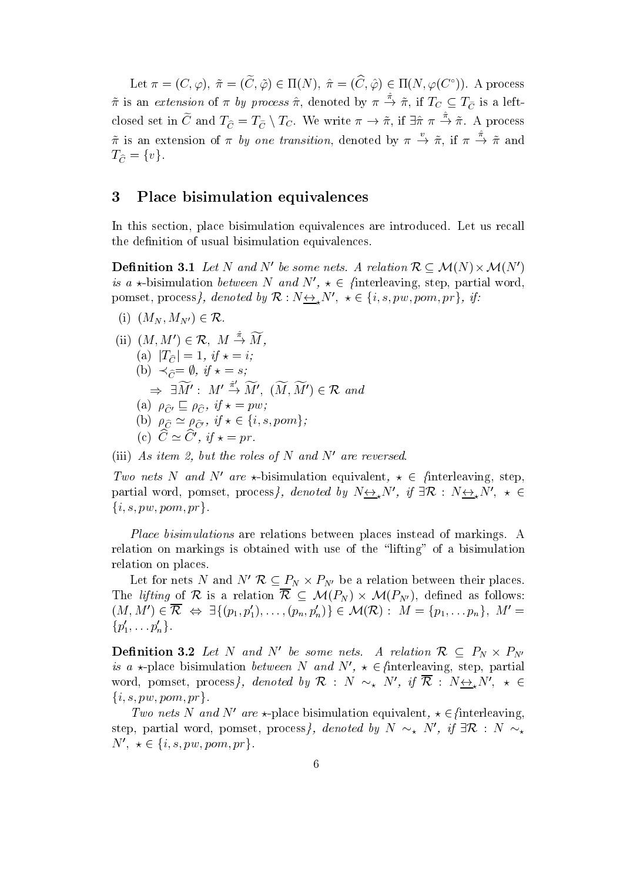Let $\pi = (C, \varphi)$, $\tilde{\pi} = (\widetilde{C}, \tilde{\varphi}) \in \Pi(N)$, $\hat{\pi} = (\widehat{C}, \hat{\varphi}) \in \Pi(N, \varphi(C^\circ))$. A process $\tilde{\pi}$ is an *extension* of $\pi$ *by process* $\hat{\pi}$, denoted by $\pi \stackrel{\hat{\pi}}{\to} \tilde{\pi}$, if $T_C \subseteq T_{\widetilde{C}}$ is a left-closed set in $\widetilde{C}$ and $T_{\widehat{C}} = T_{\widetilde{C}} \setminus T_C$. We write $\pi \to \tilde{\pi}$, if $\exists \hat{\pi}\ \pi \stackrel{\hat{\pi}}{\to} \tilde{\pi}$. A process $\tilde{\pi}$ is an extension of $\pi$ *by one transition*, denoted by $\pi \stackrel{v}{\to} \tilde{\pi}$, if $\pi \stackrel{\hat{\pi}}{\to} \tilde{\pi}$ and $T_{\widehat{C}} = \{v\}$.

## 3 Place bisimulation equivalences

In this section, place bisimulation equivalences are introduced. Let us recall the definition of usual bisimulation equivalences.

**Definition 3.1** *Let $N$ and $N'$ be some nets. A relation $\mathcal{R} \subseteq \mathcal{M}(N) \times \mathcal{M}(N')$ is a $\star$-*bisimulation *between $N$ and $N'$, $\star \in \{$*interleaving, step, partial word, pomset, process*$\}$, denoted by $\mathcal{R} : N \underline{\leftrightarrow}_\star N'$, $\star \in \{i, s, pw, pom, pr\}$, if:*

(i) $(M_N, M_{N'}) \in \mathcal{R}$.

(ii) $(M, M') \in \mathcal{R}$, $M \stackrel{\hat{\pi}}{\to} \widetilde{M}$,
  (a) $|T_{\widehat{C}}| = 1$, *if* $\star = i$;
  (b) $\prec_{\widehat{C}} = \emptyset$, *if* $\star = s$;
  $\Rightarrow\ \exists \widetilde{M}' :\ M' \stackrel{\hat{\pi}'}{\to} \widetilde{M}'$, $(\widetilde{M}, \widetilde{M}') \in \mathcal{R}$ *and*
  (a) $\rho_{\widehat{C}'} \sqsubseteq \rho_{\widehat{C}}$, *if* $\star = pw$;
  (b) $\rho_{\widehat{C}} \simeq \rho_{\widehat{C}'}$, *if* $\star \in \{i, s, pom\}$;
  (c) $\widehat{C} \simeq \widehat{C}'$, *if* $\star = pr$.

(iii) *As item 2, but the roles of $N$ and $N'$ are reversed.*

*Two nets $N$ and $N'$ are $\star$-*bisimulation equivalent*, $\star \in \{$*interleaving, step, partial word, pomset, process*$\}$, denoted by $N \underline{\leftrightarrow}_\star N'$, if $\exists \mathcal{R} : N \underline{\leftrightarrow}_\star N'$, $\star \in \{i, s, pw, pom, pr\}$.*

*Place bisimulations* are relations between places instead of markings. A relation on markings is obtained with use of the "lifting" of a bisimulation relation on places.

Let for nets $N$ and $N'$ $\mathcal{R} \subseteq P_N \times P_{N'}$ be a relation between their places. The *lifting* of $\mathcal{R}$ is a relation $\overline{\mathcal{R}} \subseteq \mathcal{M}(P_N) \times \mathcal{M}(P_{N'})$, defined as follows: $(M, M') \in \overline{\mathcal{R}} \Leftrightarrow \exists \{(p_1, p_1'), \ldots, (p_n, p_n')\} \in \mathcal{M}(\mathcal{R}) :\ M = \{p_1, \ldots p_n\}$, $M' = \{p_1', \ldots p_n'\}$.

**Definition 3.2** *Let $N$ and $N'$ be some nets. A relation $\mathcal{R} \subseteq P_N \times P_{N'}$ is a $\star$-*place bisimulation *between $N$ and $N'$, $\star \in \{$*interleaving, step, partial word, pomset, process*$\}$, denoted by $\mathcal{R} : N \sim_\star N'$, if $\overline{\mathcal{R}} : N \underline{\leftrightarrow}_\star N'$, $\star \in \{i, s, pw, pom, pr\}$.*

*Two nets $N$ and $N'$ are $\star$-*place bisimulation equivalent*, $\star \in \{$*interleaving, step, partial word, pomset, process*$\}$, denoted by $N \sim_\star N'$, if $\exists \mathcal{R} : N \sim_\star N'$, $\star \in \{i, s, pw, pom, pr\}$.*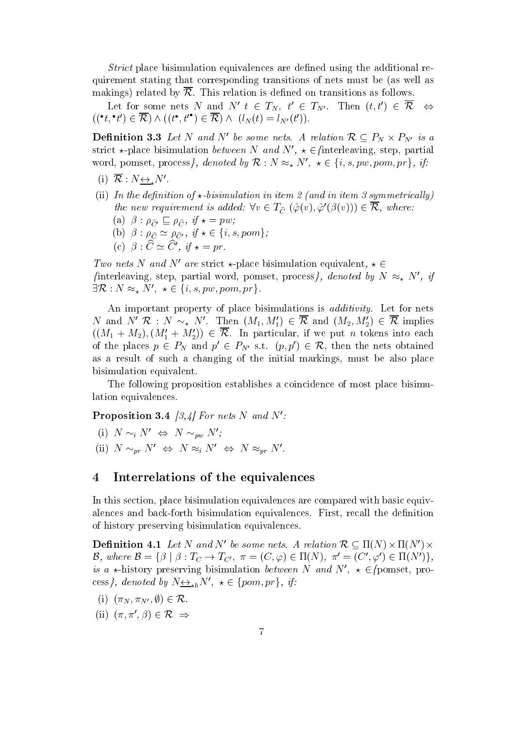*Strict* place bisimulation equivalences are defined using the additional requirement stating that corresponding transitions of nets must be (as well as makings) related by $\overline{\mathcal{R}}$. This relation is defined on transitions as follows.

Let for some nets $N$ and $N'$ $t \in T_N$, $t' \in T_{N'}$. Then $(t, t') \in \overline{\mathcal{R}} \Leftrightarrow ((^\bullet t, ^\bullet t') \in \overline{\mathcal{R}}) \wedge ((t^\bullet, t'^\bullet) \in \overline{\mathcal{R}}) \wedge (l_N(t) = l_{N'}(t'))$.

**Definition 3.3** *Let $N$ and $N'$ be some nets. A relation $\mathcal{R} \subseteq P_N \times P_{N'}$ is a* strict $\star$-place bisimulation *between $N$ and $N'$, $\star \in$ {*interleaving, step, partial word, pomset, process*}, denoted by $\mathcal{R} : N \approx_\star N'$, $\star \in \{i, s, pw, pom, pr\}$, if:*

(i) $\overline{\mathcal{R}} : N \underline{\leftrightarrow}_\star N'$.

(ii) *In the definition of $\star$-bisimulation in item 2 (and in item 3 symmetrically) the new requirement is added: $\forall v \in T_{\widehat{C}}$ $(\hat{\varphi}(v), \hat{\varphi}'(\beta(v))) \in \overline{\mathcal{R}}$, where:*

  (a) $\beta : \rho_{\widehat{C}'} \sqsubseteq \rho_{\widehat{C}}$, *if* $\star = pw$;

  (b) $\beta : \rho_{\widehat{C}} \simeq \rho_{\widehat{C}'}$, *if* $\star \in \{i, s, pom\}$;

  (c) $\beta : \widehat{C} \simeq \widehat{C}'$, *if* $\star = pr$.

*Two nets $N$ and $N'$ are* strict $\star$-place bisimulation equivalent*, $\star \in$ {*interleaving, step, partial word, pomset, process*}, denoted by $N \approx_\star N'$, if $\exists \mathcal{R} : N \approx_\star N'$, $\star \in \{i, s, pw, pom, pr\}$.*

An important property of place bisimulations is *additivity*. Let for nets $N$ and $N'$ $\mathcal{R} : N \sim_\star N'$. Then $(M_1, M_1') \in \overline{\mathcal{R}}$ and $(M_2, M_2') \in \overline{\mathcal{R}}$ implies $((M_1 + M_2), (M_1' + M_2')) \in \overline{\mathcal{R}}$. In particular, if we put $n$ tokens into each of the places $p \in P_N$ and $p' \in P_{N'}$ s.t. $(p, p') \in \mathcal{R}$, then the nets obtained as a result of such a changing of the initial markings, must be also place bisimulation equivalent.

The following proposition establishes a coincidence of most place bisimulation equivalences.

**Proposition 3.4** *[3,4] For nets $N$ and $N'$:*

(i) $N \sim_i N' \Leftrightarrow N \sim_{pw} N'$;

(ii) $N \sim_{pr} N' \Leftrightarrow N \approx_i N' \Leftrightarrow N \approx_{pr} N'$.

## 4 Interrelations of the equivalences

In this section, place bisimulation equivalences are compared with basic equivalences and back-forth bisimulation equivalences. First, recall the definition of history preserving bisimulation equivalences.

**Definition 4.1** *Let $N$ and $N'$ be some nets. A relation $\mathcal{R} \subseteq \Pi(N) \times \Pi(N') \times \mathcal{B}$, where $\mathcal{B} = \{\beta \mid \beta : T_C \to T_{C'},\ \pi = (C, \varphi) \in \Pi(N),\ \pi' = (C', \varphi') \in \Pi(N')\}$, is a $\star$-history preserving bisimulation between $N$ and $N'$, $\star \in$ {pomset, process}, denoted by $N \underline{\leftrightarrow}_{\star h} N'$, $\star \in \{pom, pr\}$, if:*

(i) $(\pi_N, \pi_{N'}, \emptyset) \in \mathcal{R}$.

(ii) $(\pi, \pi', \beta) \in \mathcal{R} \Rightarrow$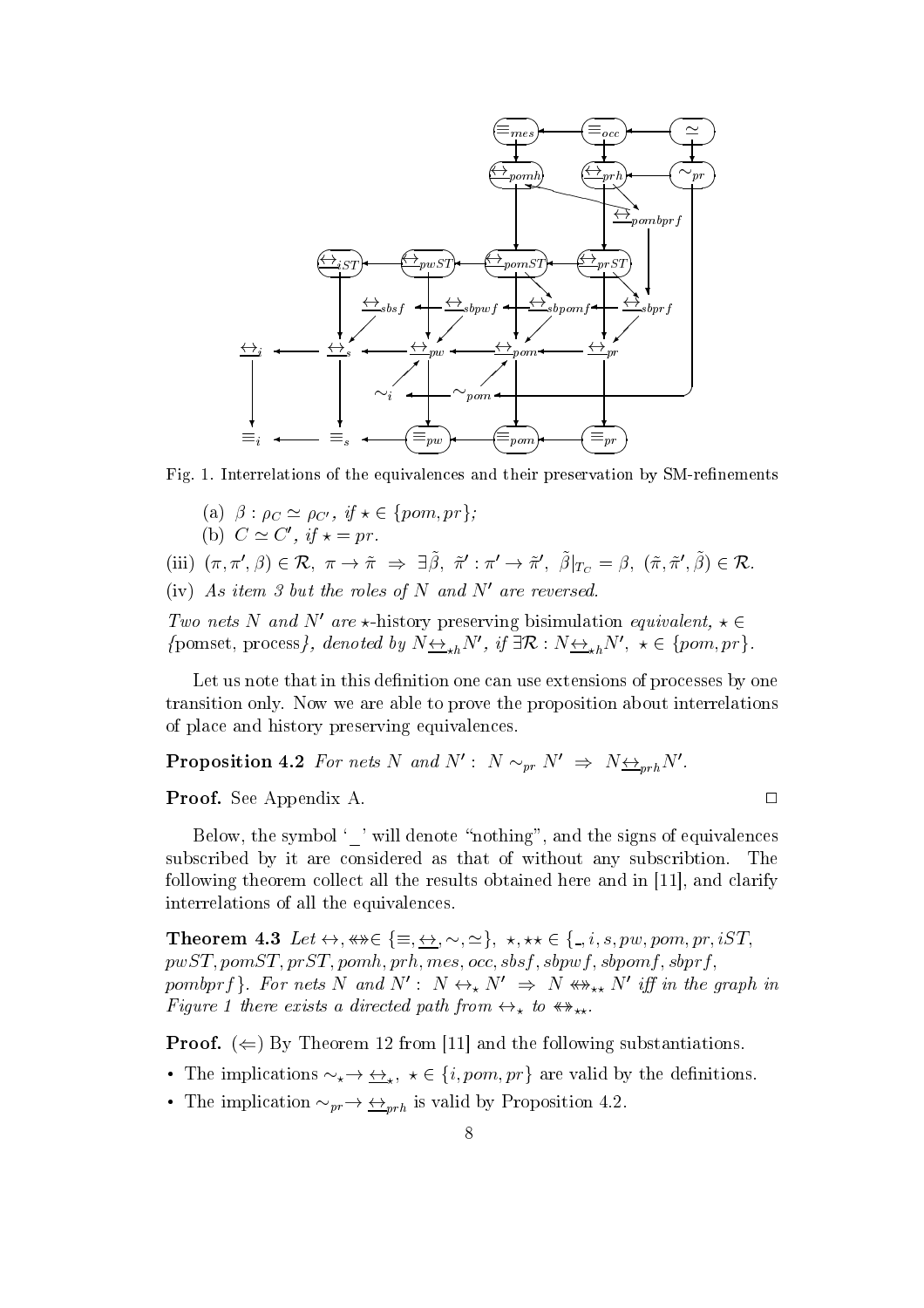Fig. 1. Interrelations of the equivalences and their preservation by SM-refinements

(a) $\beta : \rho_C \simeq \rho_{C'}$, *if* $\star \in \{pom, pr\}$;

(b) $C \simeq C'$, *if* $\star = pr$.

(iii) $(\pi, \pi', \beta) \in \mathcal{R},\ \pi \to \tilde{\pi}\ \Rightarrow\ \exists \tilde{\beta},\ \tilde{\pi}' : \pi' \to \tilde{\pi}',\ \tilde{\beta}|_{T_C} = \beta,\ (\tilde{\pi}, \tilde{\pi}', \tilde{\beta}) \in \mathcal{R}$.

(iv) *As item 3 but the roles of $N$ and $N'$ are reversed.*

*Two nets $N$ and $N'$ are $\star$-*history preserving bisimulation *equivalent, $\star \in$ {*pomset, process*}, denoted by $N \underline{\leftrightarrow}_{\star h} N'$, if $\exists \mathcal{R} : N \underline{\leftrightarrow}_{\star h} N',\ \star \in \{pom, pr\}$.*

Let us note that in this definition one can use extensions of processes by one transition only. Now we are able to prove the proposition about interrelations of place and history preserving equivalences.

**Proposition 4.2** *For nets $N$ and $N'$ : $N \sim_{pr} N'\ \Rightarrow\ N \underline{\leftrightarrow}_{prh} N'$.*

**Proof.** See Appendix A. □

Below, the symbol '\_' will denote "nothing", and the signs of equivalences subscribed by it are considered as that of without any subscribtion. The following theorem collect all the results obtained here and in [11], and clarify interrelations of all the equivalences.

**Theorem 4.3** *Let $\leftrightarrow, \twoheadleftarrow\!\!\!\twoheadrightarrow \in \{\equiv, \underline{\leftrightarrow}, \sim, \simeq\}$, $\star, \star\star \in \{\_, i, s, pw, pom, pr, iST, pwST, pomST, prST, pomh, prh, mes, occ, sbsf, sbpwf, sbpomf, sbprf, pombprf\}$. For nets $N$ and $N'$ : $N \leftrightarrow_\star N'\ \Rightarrow\ N \twoheadleftarrow\!\!\!\twoheadrightarrow_{\star\star} N'$ iff in the graph in Figure 1 there exists a directed path from $\leftrightarrow_\star$ to $\twoheadleftarrow\!\!\!\twoheadrightarrow_{\star\star}$.*

**Proof.** ($\Leftarrow$) By Theorem 12 from [11] and the following substantiations.

- The implications $\sim_\star \to \underline{\leftrightarrow}_\star,\ \star \in \{i, pom, pr\}$ are valid by the definitions.
- The implication $\sim_{pr} \to \underline{\leftrightarrow}_{prh}$ is valid by Proposition 4.2.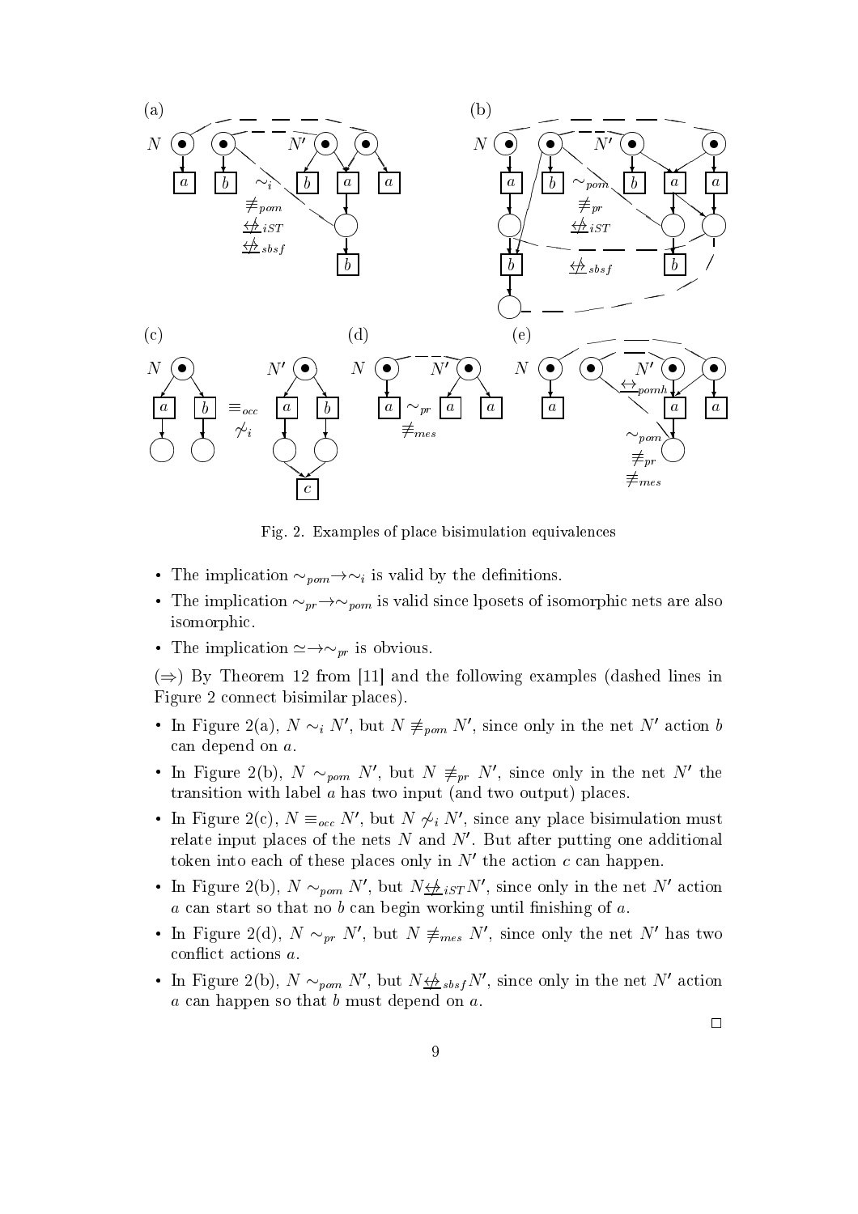Fig. 2. Examples of place bisimulation equivalences

- The implication $\sim_{pom} \to \sim_i$ is valid by the definitions.
- The implication $\sim_{pr} \to \sim_{pom}$ is valid since lposets of isomorphic nets are also isomorphic.
- The implication $\simeq \to \sim_{pr}$ is obvious.

($\Rightarrow$) By Theorem 12 from [11] and the following examples (dashed lines in Figure 2 connect bisimilar places).

- In Figure 2(a), $N \sim_i N'$, but $N \not\equiv_{pom} N'$, since only in the net $N'$ action $b$ can depend on $a$.
- In Figure 2(b), $N \sim_{pom} N'$, but $N \not\equiv_{pr} N'$, since only in the net $N'$ the transition with label $a$ has two input (and two output) places.
- In Figure 2(c), $N \equiv_{occ} N'$, but $N \not\sim_i N'$, since any place bisimulation must relate input places of the nets $N$ and $N'$. But after putting one additional token into each of these places only in $N'$ the action $c$ can happen.
- In Figure 2(b), $N \sim_{pom} N'$, but $N \underline{\not\leftrightarrow}_{iST} N'$, since only in the net $N'$ action $a$ can start so that no $b$ can begin working until finishing of $a$.
- In Figure 2(d), $N \sim_{pr} N'$, but $N \not\equiv_{mes} N'$, since only the net $N'$ has two conflict actions $a$.
- In Figure 2(b), $N \sim_{pom} N'$, but $N \underline{\not\leftrightarrow}_{sbsf} N'$, since only in the net $N'$ action $a$ can happen so that $b$ must depend on $a$.

$\square$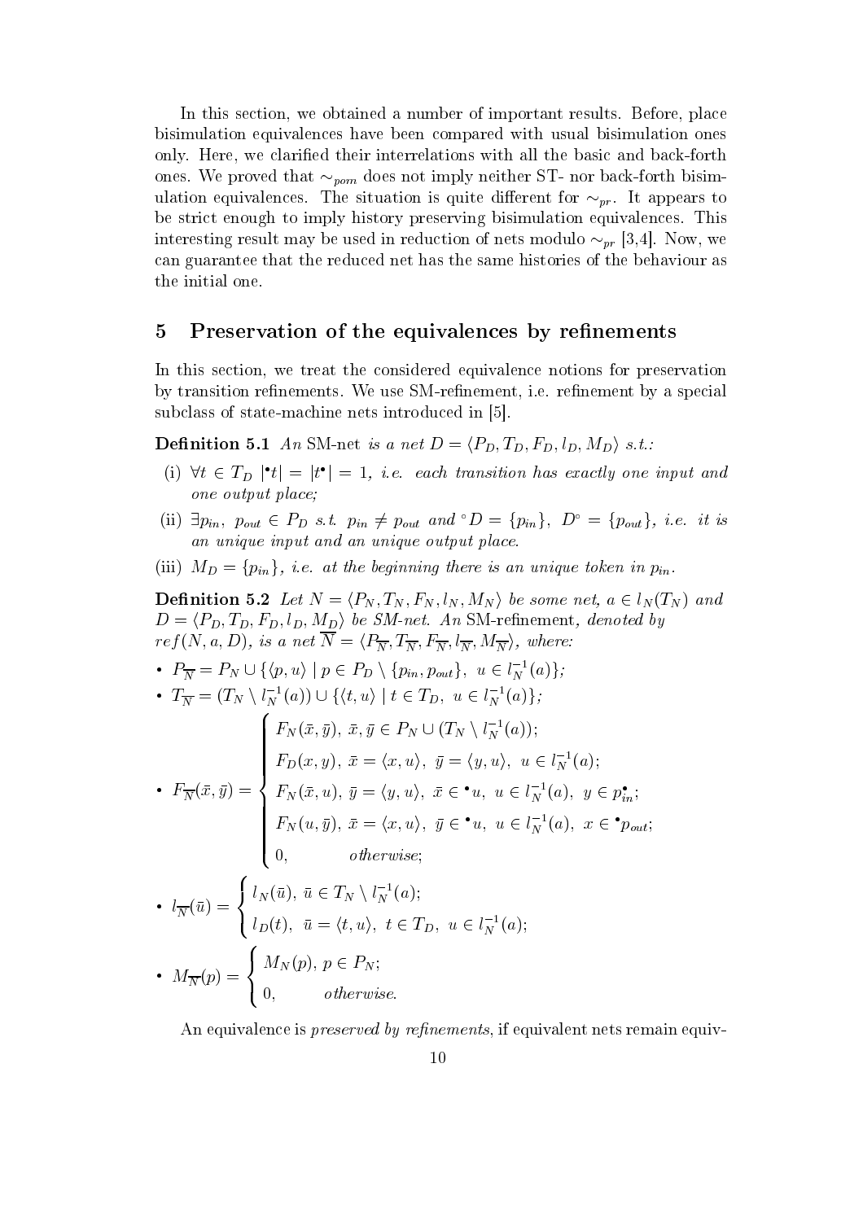In this section, we obtained a number of important results. Before, place bisimulation equivalences have been compared with usual bisimulation ones only. Here, we clarified their interrelations with all the basic and back-forth ones. We proved that $\sim_{pom}$ does not imply neither ST- nor back-forth bisimulation equivalences. The situation is quite different for $\sim_{pr}$. It appears to be strict enough to imply history preserving bisimulation equivalences. This interesting result may be used in reduction of nets modulo $\sim_{pr}$ [3,4]. Now, we can guarantee that the reduced net has the same histories of the behaviour as the initial one.

## 5 Preservation of the equivalences by refinements

In this section, we treat the considered equivalence notions for preservation by transition refinements. We use SM-refinement, i.e. refinement by a special subclass of state-machine nets introduced in [5].

**Definition 5.1** *An* SM-net *is a net* $D = \langle P_D, T_D, F_D, l_D, M_D \rangle$ *s.t.:*

(i) $\forall t \in T_D \ |{}^\bullet t| = |t^\bullet| = 1$, *i.e. each transition has exactly one input and one output place;*

(ii) $\exists p_{in}, \ p_{out} \in P_D$ *s.t.* $p_{in} \neq p_{out}$ *and* ${}^\circ D = \{p_{in}\}$, $D^\circ = \{p_{out}\}$, *i.e. it is an unique input and an unique output place.*

(iii) $M_D = \{p_{in}\}$, *i.e. at the beginning there is an unique token in* $p_{in}$.

**Definition 5.2** *Let* $N = \langle P_N, T_N, F_N, l_N, M_N \rangle$ *be some net,* $a \in l_N(T_N)$ *and* $D = \langle P_D, T_D, F_D, l_D, M_D \rangle$ *be SM-net. An* SM-refinement, *denoted by* $ref(N, a, D)$, *is a net* $\overline{N} = \langle P_{\overline{N}}, T_{\overline{N}}, F_{\overline{N}}, l_{\overline{N}}, M_{\overline{N}} \rangle$, *where:*

- $P_{\overline{N}} = P_N \cup \{\langle p, u \rangle \mid p \in P_D \setminus \{p_{in}, p_{out}\}, \ u \in l_N^{-1}(a)\}$;
- $T_{\overline{N}} = (T_N \setminus l_N^{-1}(a)) \cup \{\langle t, u \rangle \mid t \in T_D, \ u \in l_N^{-1}(a)\}$;
- $$F_{\overline{N}}(\bar{x}, \bar{y}) = \begin{cases} F_N(\bar{x}, \bar{y}), \ \bar{x}, \bar{y} \in P_N \cup (T_N \setminus l_N^{-1}(a)); \\ F_D(x, y), \ \bar{x} = \langle x, u \rangle, \ \bar{y} = \langle y, u \rangle, \ u \in l_N^{-1}(a); \\ F_N(\bar{x}, u), \ \bar{y} = \langle y, u \rangle, \ \bar{x} \in {}^\bullet u, \ u \in l_N^{-1}(a), \ y \in p_{in}^\bullet; \\ F_N(u, \bar{y}), \ \bar{x} = \langle x, u \rangle, \ \bar{y} \in {}^\bullet u, \ u \in l_N^{-1}(a), \ x \in {}^\bullet p_{out}; \\ 0, \qquad \textit{otherwise}; \end{cases}$$
- $$l_{\overline{N}}(\bar{u}) = \begin{cases} l_N(\bar{u}), \ \bar{u} \in T_N \setminus l_N^{-1}(a); \\ l_D(t), \ \bar{u} = \langle t, u \rangle, \ t \in T_D, \ u \in l_N^{-1}(a); \end{cases}$$
- $$M_{\overline{N}}(p) = \begin{cases} M_N(p), \ p \in P_N; \\ 0, \qquad \textit{otherwise}. \end{cases}$$

An equivalence is *preserved by refinements*, if equivalent nets remain equiv-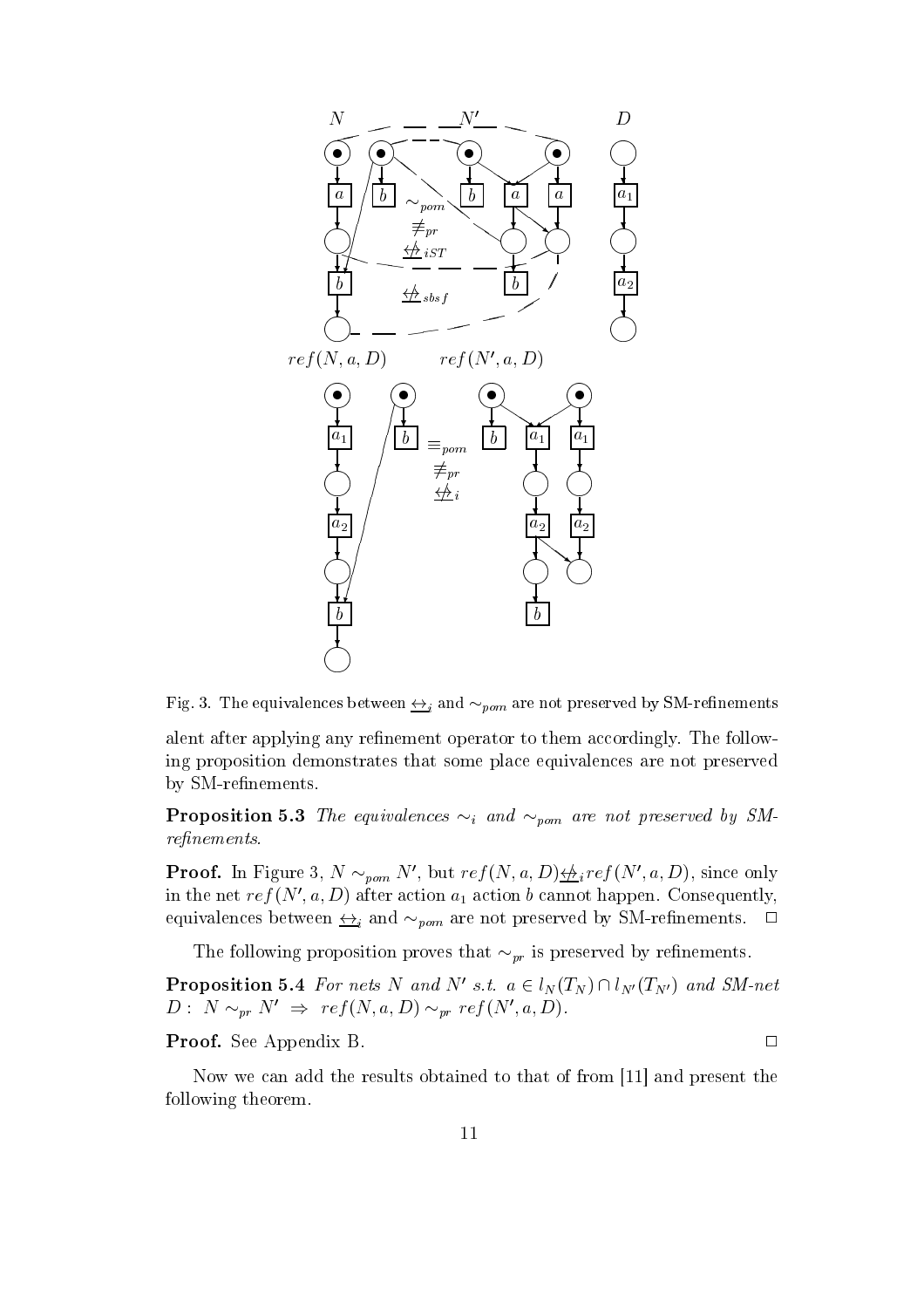Fig. 3. The equivalences between $\underline{\leftrightarrow}_i$ and $\sim_{pom}$ are not preserved by SM-refinements

alent after applying any refinement operator to them accordingly. The following proposition demonstrates that some place equivalences are not preserved by SM-refinements.

**Proposition 5.3** *The equivalences $\sim_i$ and $\sim_{pom}$ are not preserved by SM-refinements.*

**Proof.** In Figure 3, $N \sim_{pom} N'$, but $ref(N, a, D) \underline{\not\leftrightarrow}_i ref(N', a, D)$, since only in the net $ref(N', a, D)$ after action $a_1$ action $b$ cannot happen. Consequently, equivalences between $\underline{\leftrightarrow}_i$ and $\sim_{pom}$ are not preserved by SM-refinements. □

The following proposition proves that $\sim_{pr}$ is preserved by refinements.

**Proposition 5.4** *For nets $N$ and $N'$ s.t. $a \in l_N(T_N) \cap l_{N'}(T_{N'})$ and SM-net $D$: $N \sim_{pr} N' \;\Rightarrow\; ref(N, a, D) \sim_{pr} ref(N', a, D)$.*

**Proof.** See Appendix B. □

Now we can add the results obtained to that of from [11] and present the following theorem.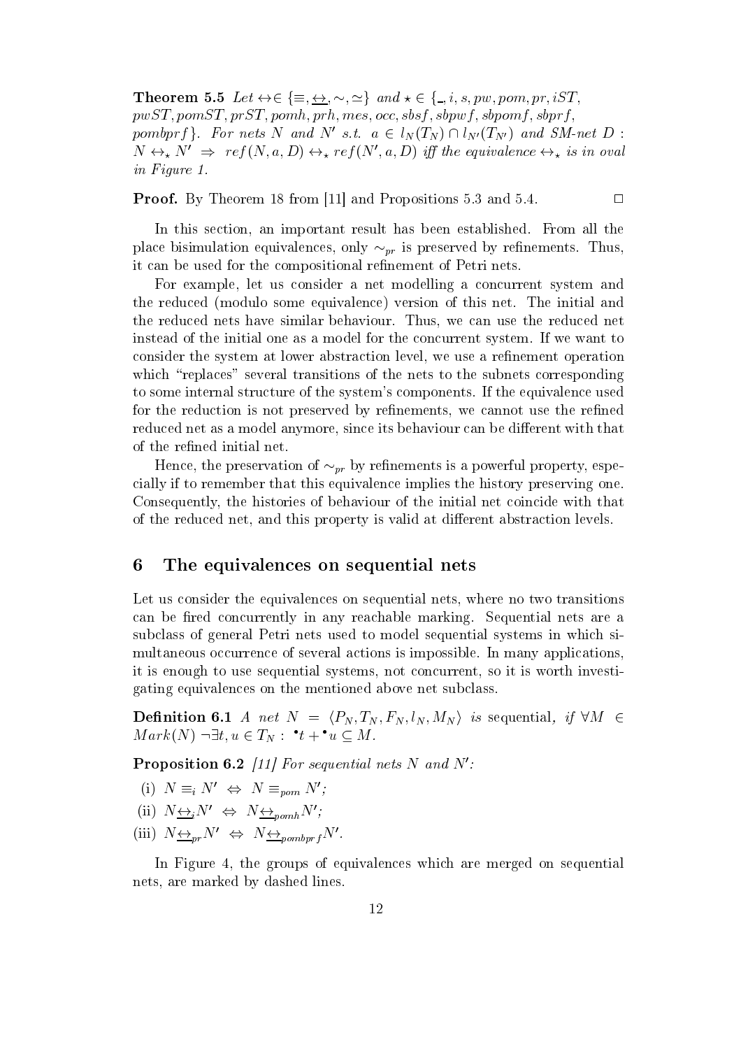**Theorem 5.5** *Let* $\leftrightarrow \in \{\equiv, \underline{\leftrightarrow}, \sim, \simeq\}$ *and* $\star \in \{\_, i, s, pw, pom, pr, iST, pwST, pomST, prST, pomh, prh, mes, occ, sbsf, sbpwf, sbpomf, sbprf, pombprf\}$. *For nets* $N$ *and* $N'$ *s.t.* $a \in l_N(T_N) \cap l_{N'}(T_{N'})$ *and SM-net* $D$ : $N \leftrightarrow_\star N' \;\Rightarrow\; ref(N, a, D) \leftrightarrow_\star ref(N', a, D)$ *iff the equivalence* $\leftrightarrow_\star$ *is in oval in Figure 1.*

**Proof.** By Theorem 18 from [11] and Propositions 5.3 and 5.4. □

In this section, an important result has been established. From all the place bisimulation equivalences, only $\sim_{pr}$ is preserved by refinements. Thus, it can be used for the compositional refinement of Petri nets.

For example, let us consider a net modelling a concurrent system and the reduced (modulo some equivalence) version of this net. The initial and the reduced nets have similar behaviour. Thus, we can use the reduced net instead of the initial one as a model for the concurrent system. If we want to consider the system at lower abstraction level, we use a refinement operation which "replaces" several transitions of the nets to the subnets corresponding to some internal structure of the system's components. If the equivalence used for the reduction is not preserved by refinements, we cannot use the refined reduced net as a model anymore, since its behaviour can be different with that of the refined initial net.

Hence, the preservation of $\sim_{pr}$ by refinements is a powerful property, especially if to remember that this equivalence implies the history preserving one. Consequently, the histories of behaviour of the initial net coincide with that of the reduced net, and this property is valid at different abstraction levels.

## 6 The equivalences on sequential nets

Let us consider the equivalences on sequential nets, where no two transitions can be fired concurrently in any reachable marking. Sequential nets are a subclass of general Petri nets used to model sequential systems in which simultaneous occurrence of several actions is impossible. In many applications, it is enough to use sequential systems, not concurrent, so it is worth investigating equivalences on the mentioned above net subclass.

**Definition 6.1** *A net* $N = \langle P_N, T_N, F_N, l_N, M_N \rangle$ *is* sequential*, if* $\forall M \in Mark(N) \; \neg \exists t, u \in T_N : \; {}^\bullet t + {}^\bullet u \subseteq M$.

**Proposition 6.2** *[11] For sequential nets* $N$ *and* $N'$*:*

(i) $N \equiv_i N' \;\Leftrightarrow\; N \equiv_{pom} N'$;

(ii) $N \underline{\leftrightarrow}_i N' \;\Leftrightarrow\; N \underline{\leftrightarrow}_{pomh} N'$;

(iii) $N \underline{\leftrightarrow}_{pr} N' \;\Leftrightarrow\; N \underline{\leftrightarrow}_{pombprf} N'$.

In Figure 4, the groups of equivalences which are merged on sequential nets, are marked by dashed lines.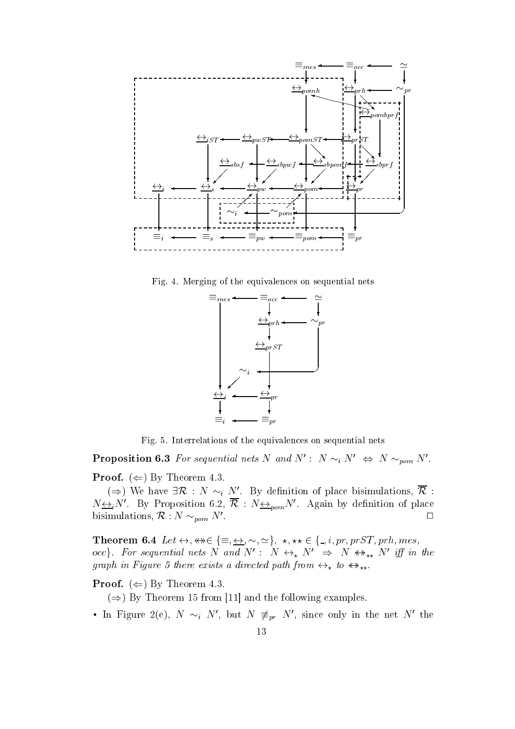Fig. 4. Merging of the equivalences on sequential nets

Fig. 5. Interrelations of the equivalences on sequential nets

**Proposition 6.3** *For sequential nets $N$ and $N'$ : $N \sim_i N' \;\Leftrightarrow\; N \sim_{pom} N'$.*

**Proof.** ($\Leftarrow$) By Theorem 4.3.

($\Rightarrow$) We have $\exists \mathcal{R} : N \sim_i N'$. By definition of place bisimulations, $\overline{\mathcal{R}}$ : $N \underline{\leftrightarrow}_i N'$. By Proposition 6.2, $\overline{\mathcal{R}}$ : $N \underline{\leftrightarrow}_{pom} N'$. Again by definition of place bisimulations, $\mathcal{R} : N \sim_{pom} N'$. $\square$

**Theorem 6.4** *Let $\leftrightarrow, \twoheadleftrightarrow \in \{\equiv, \underline{\leftrightarrow}, \sim, \simeq\}$, $\star, \star\star \in \{\_, i, pr, prST, prh, mes, occ\}$. For sequential nets $N$ and $N'$ : $N \leftrightarrow_\star N' \;\Rightarrow\; N \twoheadleftrightarrow_{\star\star} N'$ iff in the graph in Figure 5 there exists a directed path from $\leftrightarrow_\star$ to $\twoheadleftrightarrow_{\star\star}$.*

**Proof.** ($\Leftarrow$) By Theorem 4.3.

($\Rightarrow$) By Theorem 15 from [11] and the following examples.

- In Figure 2(e), $N \sim_i N'$, but $N \not\equiv_{pr} N'$, since only in the net $N'$ the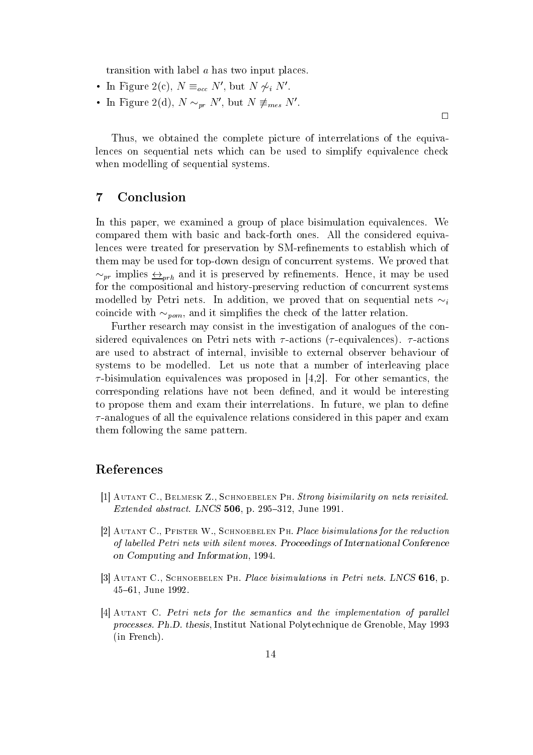transition with label $a$ has two input places.

- In Figure 2(c), $N \equiv_{occ} N'$, but $N \not\sim_i N'$.
- In Figure 2(d), $N \sim_{pr} N'$, but $N \not\equiv_{mes} N'$.

□

Thus, we obtained the complete picture of interrelations of the equivalences on sequential nets which can be used to simplify equivalence check when modelling of sequential systems.

## 7 Conclusion

In this paper, we examined a group of place bisimulation equivalences. We compared them with basic and back-forth ones. All the considered equivalences were treated for preservation by SM-refinements to establish which of them may be used for top-down design of concurrent systems. We proved that $\sim_{pr}$ implies $\underline{\leftrightarrow}_{prh}$ and it is preserved by refinements. Hence, it may be used for the compositional and history-preserving reduction of concurrent systems modelled by Petri nets. In addition, we proved that on sequential nets $\sim_i$ coincide with $\sim_{pom}$, and it simplifies the check of the latter relation.

Further research may consist in the investigation of analogues of the considered equivalences on Petri nets with $\tau$-actions ($\tau$-equivalences). $\tau$-actions are used to abstract of internal, invisible to external observer behaviour of systems to be modelled. Let us note that a number of interleaving place $\tau$-bisimulation equivalences was proposed in [4,2]. For other semantics, the corresponding relations have not been defined, and it would be interesting to propose them and exam their interrelations. In future, we plan to define $\tau$-analogues of all the equivalence relations considered in this paper and exam them following the same pattern.

## References

[1] Autant C., Belmesk Z., Schnoebelen Ph. *Strong bisimilarity on nets revisited. Extended abstract. LNCS* **506**, p. 295–312, June 1991.

[2] Autant C., Pfister W., Schnoebelen Ph. *Place bisimulations for the reduction of labelled Petri nets with silent moves. Proceedings of International Conference on Computing and Information*, 1994.

[3] Autant C., Schnoebelen Ph. *Place bisimulations in Petri nets. LNCS* **616**, p. 45–61, June 1992.

[4] Autant C. *Petri nets for the semantics and the implementation of parallel processes. Ph.D. thesis*, Institut National Polytechnique de Grenoble, May 1993 (in French).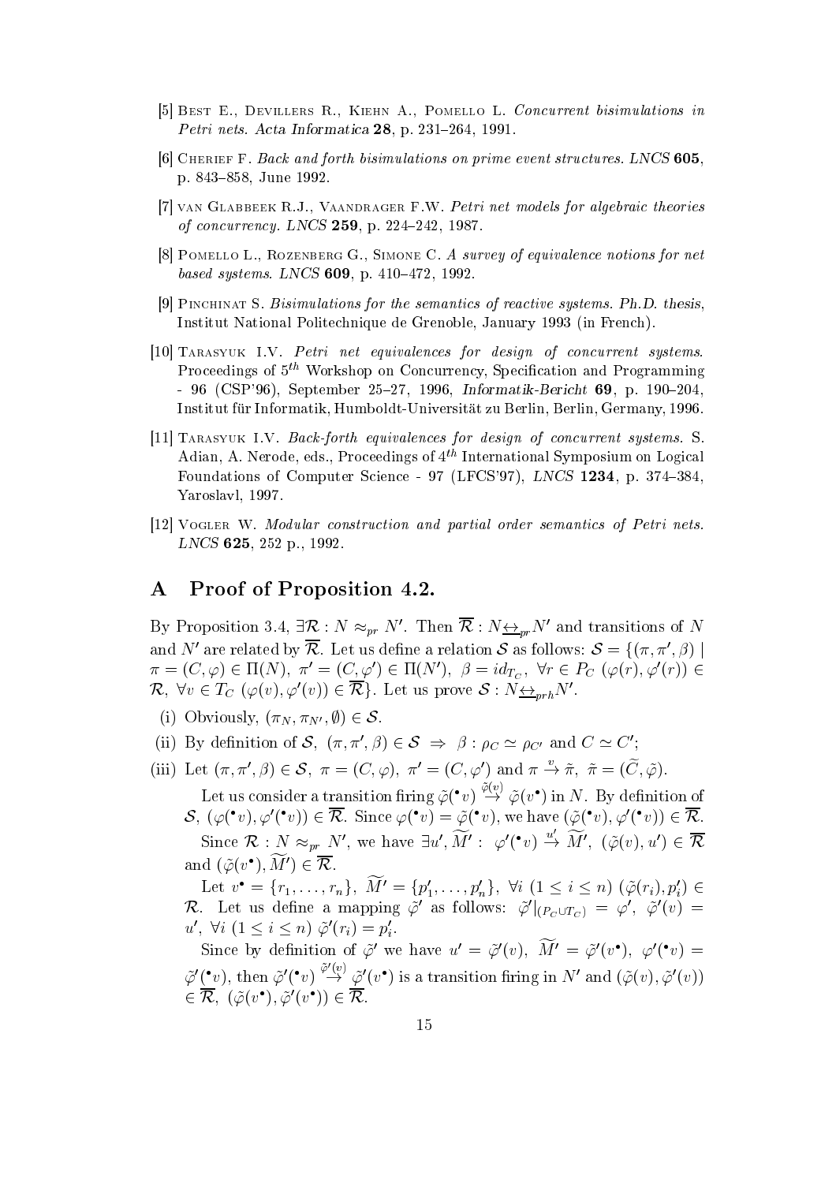[5] Best E., Devillers R., Kiehn A., Pomello L. *Concurrent bisimulations in Petri nets. Acta Informatica* **28**, p. 231–264, 1991.

[6] Cherief F. *Back and forth bisimulations on prime event structures. LNCS* **605**, p. 843–858, June 1992.

[7] van Glabbeek R.J., Vaandrager F.W. *Petri net models for algebraic theories of concurrency. LNCS* **259**, p. 224–242, 1987.

[8] Pomello L., Rozenberg G., Simone C. *A survey of equivalence notions for net based systems. LNCS* **609**, p. 410–472, 1992.

[9] Pinchinat S. *Bisimulations for the semantics of reactive systems.* Ph.D. thesis, Institut National Politechnique de Grenoble, January 1993 (in French).

[10] Tarasyuk I.V. *Petri net equivalences for design of concurrent systems.* Proceedings of $5^{th}$ Workshop on Concurrency, Specification and Programming - 96 (CSP'96), September 25–27, 1996, *Informatik-Bericht* **69**, p. 190–204, Institut für Informatik, Humboldt-Universität zu Berlin, Berlin, Germany, 1996.

[11] Tarasyuk I.V. *Back-forth equivalences for design of concurrent systems.* S. Adian, A. Nerode, eds., Proceedings of $4^{th}$ International Symposium on Logical Foundations of Computer Science - 97 (LFCS'97), *LNCS* **1234**, p. 374–384, Yaroslavl, 1997.

[12] Vogler W. *Modular construction and partial order semantics of Petri nets. LNCS* **625**, 252 p., 1992.

# A Proof of Proposition 4.2.

By Proposition 3.4, $\exists \mathcal{R} : N \approx_{pr} N'$. Then $\overline{\mathcal{R}} : N \underline{\leftrightarrow}_{pr} N'$ and transitions of $N$ and $N'$ are related by $\overline{\mathcal{R}}$. Let us define a relation $\mathcal{S}$ as follows: $\mathcal{S} = \{(\pi, \pi', \beta) \mid \pi = (C, \varphi) \in \Pi(N),\ \pi' = (C, \varphi') \in \Pi(N'),\ \beta = id_{T_C},\ \forall r \in P_C\ (\varphi(r), \varphi'(r)) \in \mathcal{R},\ \forall v \in T_C\ (\varphi(v), \varphi'(v)) \in \overline{\mathcal{R}}\}$. Let us prove $\mathcal{S} : N \underline{\leftrightarrow}_{prh} N'$.

(i) Obviously, $(\pi_N, \pi_{N'}, \emptyset) \in \mathcal{S}$.

(ii) By definition of $\mathcal{S}$, $(\pi, \pi', \beta) \in \mathcal{S} \Rightarrow \beta : \rho_C \simeq \rho_{C'}$ and $C \simeq C'$;

(iii) Let $(\pi, \pi', \beta) \in \mathcal{S}$, $\pi = (C, \varphi)$, $\pi' = (C, \varphi')$ and $\pi \stackrel{v}{\rightarrow} \tilde{\pi}$, $\tilde{\pi} = (\widetilde{C}, \tilde{\varphi})$.

Let us consider a transition firing $\tilde{\varphi}({}^{\bullet}v) \stackrel{\tilde{\varphi}(v)}{\rightarrow} \tilde{\varphi}(v^{\bullet})$ in $N$. By definition of $\mathcal{S}$, $(\varphi({}^{\bullet}v), \varphi'({}^{\bullet}v)) \in \overline{\mathcal{R}}$. Since $\varphi({}^{\bullet}v) = \tilde{\varphi}({}^{\bullet}v)$, we have $(\tilde{\varphi}({}^{\bullet}v), \varphi'({}^{\bullet}v)) \in \overline{\mathcal{R}}$.

Since $\mathcal{R} : N \approx_{pr} N'$, we have $\exists u', \widetilde{M}' :\ \varphi'({}^{\bullet}v) \stackrel{u'}{\rightarrow} \widetilde{M}',\ (\tilde{\varphi}(v), u') \in \overline{\mathcal{R}}$ and $(\tilde{\varphi}(v^{\bullet}), \widetilde{M}') \in \overline{\mathcal{R}}$.

Let $v^{\bullet} = \{r_1, \ldots, r_n\}$, $\widetilde{M}' = \{p_1', \ldots, p_n'\}$, $\forall i\ (1 \le i \le n)\ (\tilde{\varphi}(r_i), p_i') \in \mathcal{R}$. Let us define a mapping $\tilde{\varphi}'$ as follows: $\tilde{\varphi}'|_{(P_C \cup T_C)} = \varphi'$, $\tilde{\varphi}'(v) = u'$, $\forall i\ (1 \le i \le n)\ \tilde{\varphi}'(r_i) = p_i'$.

Since by definition of $\tilde{\varphi}'$ we have $u' = \tilde{\varphi}'(v)$, $\widetilde{M}' = \tilde{\varphi}'(v^{\bullet})$, $\varphi'({}^{\bullet}v) = \tilde{\varphi}'({}^{\bullet}v)$, then $\tilde{\varphi}'({}^{\bullet}v) \stackrel{\tilde{\varphi}'(v)}{\rightarrow} \tilde{\varphi}'(v^{\bullet})$ is a transition firing in $N'$ and $(\tilde{\varphi}(v), \tilde{\varphi}'(v)) \in \overline{\mathcal{R}}$, $(\tilde{\varphi}(v^{\bullet}), \tilde{\varphi}'(v^{\bullet})) \in \overline{\mathcal{R}}$.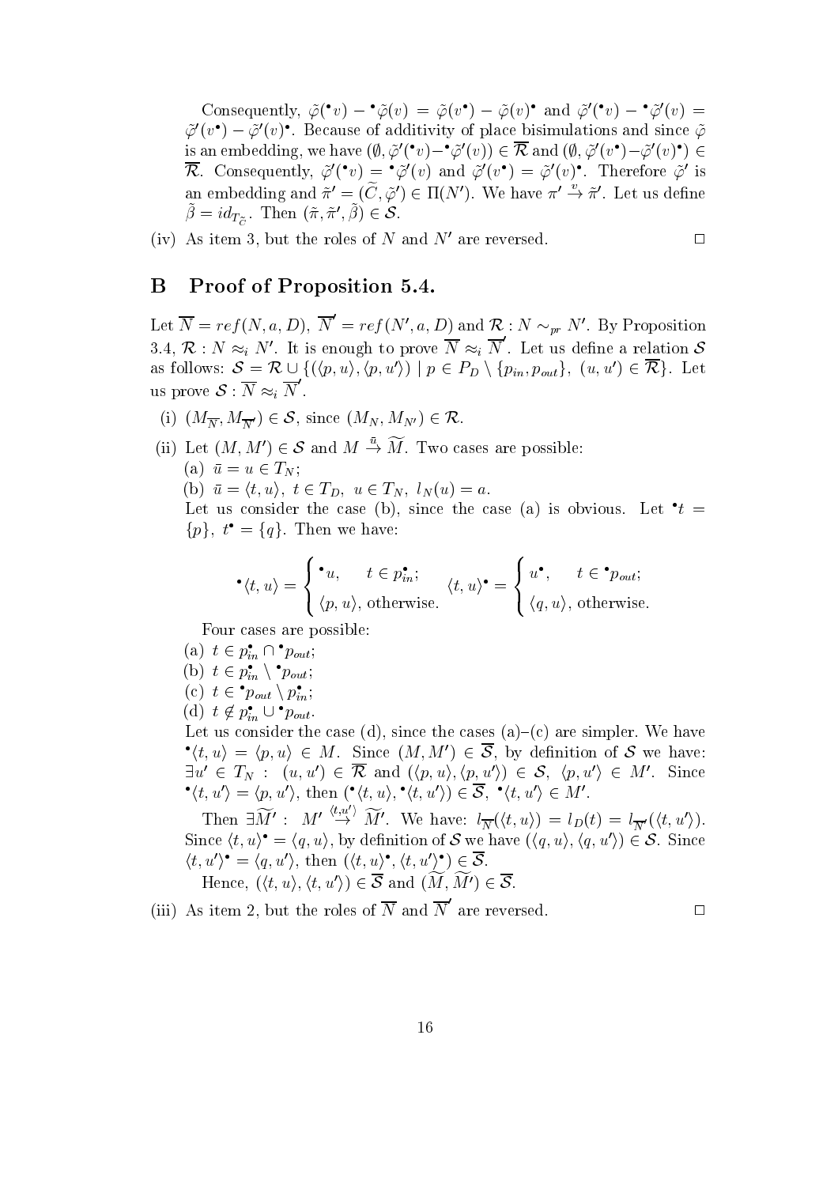Consequently, $\tilde{\varphi}(^\bullet v) - {}^\bullet\tilde{\varphi}(v) = \tilde{\varphi}(v^\bullet) - \tilde{\varphi}(v)^\bullet$ and $\tilde{\varphi}'(^\bullet v) - {}^\bullet\tilde{\varphi}'(v) = \tilde{\varphi}'(v^\bullet) - \tilde{\varphi}'(v)^\bullet$. Because of additivity of place bisimulations and since $\tilde{\varphi}$ is an embedding, we have $(\emptyset, \tilde{\varphi}'(^\bullet v) - {}^\bullet\tilde{\varphi}'(v)) \in \overline{\mathcal{R}}$ and $(\emptyset, \tilde{\varphi}'(v^\bullet) - \tilde{\varphi}'(v)^\bullet) \in \overline{\mathcal{R}}$. Consequently, $\tilde{\varphi}'(^\bullet v) = {}^\bullet\tilde{\varphi}'(v)$ and $\tilde{\varphi}'(v^\bullet) = \tilde{\varphi}'(v)^\bullet$. Therefore $\tilde{\varphi}'$ is an embedding and $\tilde{\pi}' = (\widetilde{C}, \tilde{\varphi}') \in \Pi(N')$. We have $\pi' \xrightarrow{v} \tilde{\pi}'$. Let us define $\tilde{\beta} = id_{T_{\widetilde{C}}}$. Then $(\tilde{\pi}, \tilde{\pi}', \tilde{\beta}) \in \mathcal{S}$.

(iv) As item 3, but the roles of $N$ and $N'$ are reversed. □

# B Proof of Proposition 5.4.

Let $\overline{N} = ref(N, a, D)$, $\overline{N}' = ref(N', a, D)$ and $\mathcal{R} : N \sim_{pr} N'$. By Proposition 3.4, $\mathcal{R} : N \approx_i N'$. It is enough to prove $\overline{N} \approx_i \overline{N}'$. Let us define a relation $\mathcal{S}$ as follows: $\mathcal{S} = \mathcal{R} \cup \{(\langle p, u\rangle, \langle p, u'\rangle) \mid p \in P_D \setminus \{p_{in}, p_{out}\},\ (u, u') \in \overline{\mathcal{R}}\}$. Let us prove $\mathcal{S} : \overline{N} \approx_i \overline{N}'$.

(i) $(M_{\overline{N}}, M_{\overline{N}'}) \in \mathcal{S}$, since $(M_N, M_{N'}) \in \mathcal{R}$.

(ii) Let $(M, M') \in \mathcal{S}$ and $M \xrightarrow{\bar{u}} \widetilde{M}$. Two cases are possible:

(a) $\bar{u} = u \in T_N$;

(b) $\bar{u} = \langle t, u\rangle,\ t \in T_D,\ u \in T_N,\ l_N(u) = a$.

Let us consider the case (b), since the case (a) is obvious. Let ${}^\bullet t = \{p\},\ t^\bullet = \{q\}$. Then we have:

$$
{}^\bullet\langle t, u\rangle = \begin{cases} {}^\bullet u, & t \in p_{in}^\bullet; \\ \langle p, u\rangle, & \text{otherwise.} \end{cases} \quad \langle t, u\rangle^\bullet = \begin{cases} u^\bullet, & t \in {}^\bullet p_{out}; \\ \langle q, u\rangle, & \text{otherwise.} \end{cases}
$$

Four cases are possible:

(a) $t \in p_{in}^\bullet \cap {}^\bullet p_{out}$;

(b) $t \in p_{in}^\bullet \setminus {}^\bullet p_{out}$;

(c) $t \in {}^\bullet p_{out} \setminus p_{in}^\bullet$;

(d) $t \notin p_{in}^\bullet \cup {}^\bullet p_{out}$.

Let us consider the case (d), since the cases (a)–(c) are simpler. We have ${}^\bullet\langle t, u\rangle = \langle p, u\rangle \in M$. Since $(M, M') \in \overline{\mathcal{S}}$, by definition of $\mathcal{S}$ we have: $\exists u' \in T_N :\ (u, u') \in \overline{\mathcal{R}}$ and $(\langle p, u\rangle, \langle p, u'\rangle) \in \mathcal{S},\ \langle p, u'\rangle \in M'$. Since ${}^\bullet\langle t, u'\rangle = \langle p, u'\rangle$, then $({}^\bullet\langle t, u\rangle, {}^\bullet\langle t, u'\rangle) \in \overline{\mathcal{S}},\ {}^\bullet\langle t, u'\rangle \in M'$.

Then $\exists \widetilde{M}' :\ M' \xrightarrow{\langle t, u'\rangle} \widetilde{M}'$. We have: $l_{\overline{N}}(\langle t, u\rangle) = l_D(t) = l_{\overline{N}'}(\langle t, u'\rangle)$. Since $\langle t, u\rangle^\bullet = \langle q, u\rangle$, by definition of $\mathcal{S}$ we have $(\langle q, u\rangle, \langle q, u'\rangle) \in \mathcal{S}$. Since $\langle t, u'\rangle^\bullet = \langle q, u'\rangle$, then $(\langle t, u\rangle^\bullet, \langle t, u'\rangle^\bullet) \in \overline{\mathcal{S}}$.

Hence, $(\langle t, u\rangle, \langle t, u'\rangle) \in \overline{\mathcal{S}}$ and $(\widetilde{M}, \widetilde{M}') \in \overline{\mathcal{S}}$.

(iii) As item 2, but the roles of $\overline{N}$ and $\overline{N}'$ are reversed. □